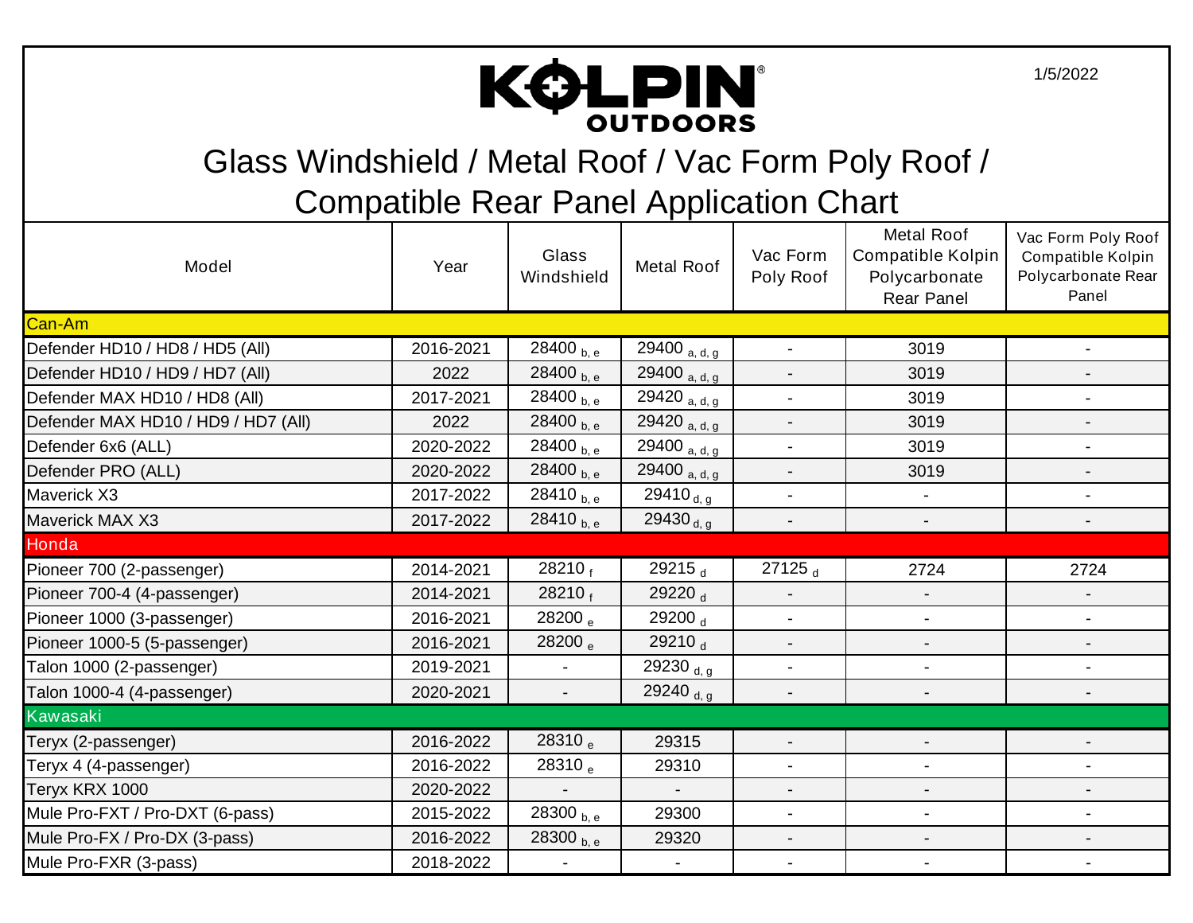# KOLPIN OUTDOORS

1/5/2022

## Glass Windshield / Metal Roof / Vac Form Poly Roof / Compatible Rear Panel Application Chart

| Model | Year | Glass Windshield | Metal Roof | Vac Form Poly Roof | Metal Roof Compatible Kolpin Polycarbonate Rear Panel | Vac Form Poly Roof Compatible Kolpin Polycarbonate Rear Panel |
|---|---|---|---|---|---|---|
| **Can-Am** | | | | | | |
| Defender HD10 / HD8 / HD5 (All) | 2016-2021 | 28400 $_{b, e}$ | 29400 $_{a, d, g}$ | - | 3019 | - |
| Defender HD10 / HD9 / HD7 (All) | 2022 | 28400 $_{b, e}$ | 29400 $_{a, d, g}$ | - | 3019 | - |
| Defender MAX HD10 / HD8 (All) | 2017-2021 | 28400 $_{b, e}$ | 29420 $_{a, d, g}$ | - | 3019 | - |
| Defender MAX HD10 / HD9 / HD7 (All) | 2022 | 28400 $_{b, e}$ | 29420 $_{a, d, g}$ | - | 3019 | - |
| Defender 6x6 (ALL) | 2020-2022 | 28400 $_{b, e}$ | 29400 $_{a, d, g}$ | - | 3019 | - |
| Defender PRO (ALL) | 2020-2022 | 28400 $_{b, e}$ | 29400 $_{a, d, g}$ | - | 3019 | - |
| Maverick X3 | 2017-2022 | 28410 $_{b, e}$ | 29410 $_{d, g}$ | - | - | - |
| Maverick MAX X3 | 2017-2022 | 28410 $_{b, e}$ | 29430 $_{d, g}$ | - | - | - |
| **Honda** | | | | | | |
| Pioneer 700 (2-passenger) | 2014-2021 | 28210 $_{f}$ | 29215 $_{d}$ | 27125 $_{d}$ | 2724 | 2724 |
| Pioneer 700-4 (4-passenger) | 2014-2021 | 28210 $_{f}$ | 29220 $_{d}$ | - | - | - |
| Pioneer 1000 (3-passenger) | 2016-2021 | 28200 $_{e}$ | 29200 $_{d}$ | - | - | - |
| Pioneer 1000-5 (5-passenger) | 2016-2021 | 28200 $_{e}$ | 29210 $_{d}$ | - | - | - |
| Talon 1000 (2-passenger) | 2019-2021 | - | 29230 $_{d, g}$ | - | - | - |
| Talon 1000-4 (4-passenger) | 2020-2021 | - | 29240 $_{d, g}$ | - | - | - |
| **Kawasaki** | | | | | | |
| Teryx (2-passenger) | 2016-2022 | 28310 $_{e}$ | 29315 | - | - | - |
| Teryx 4 (4-passenger) | 2016-2022 | 28310 $_{e}$ | 29310 | - | - | - |
| Teryx KRX 1000 | 2020-2022 | - | - | - | - | - |
| Mule Pro-FXT / Pro-DXT (6-pass) | 2015-2022 | 28300 $_{b, e}$ | 29300 | - | - | - |
| Mule Pro-FX / Pro-DX (3-pass) | 2016-2022 | 28300 $_{b, e}$ | 29320 | - | - | - |
| Mule Pro-FXR (3-pass) | 2018-2022 | - | - | - | - | - |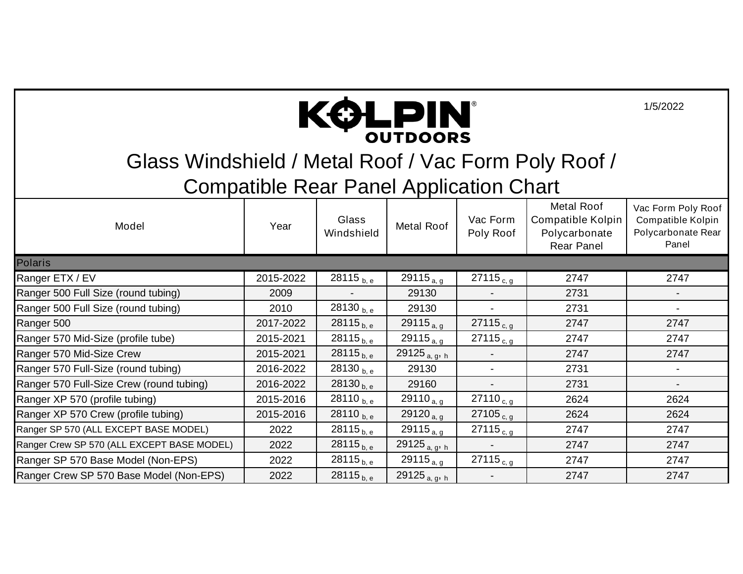KOLPIN OUTDOORS

1/5/2022

# Glass Windshield / Metal Roof / Vac Form Poly Roof / Compatible Rear Panel Application Chart

| Model | Year | Glass Windshield | Metal Roof | Vac Form Poly Roof | Metal Roof Compatible Kolpin Polycarbonate Rear Panel | Vac Form Poly Roof Compatible Kolpin Polycarbonate Rear Panel |
|---|---|---|---|---|---|---|
| **Polaris** | | | | | | |
| Ranger ETX / EV | 2015-2022 | 28115 [b, e] | 29115 [a, g] | 27115 [c, g] | 2747 | 2747 |
| Ranger 500 Full Size (round tubing) | 2009 | - | 29130 | - | 2731 | - |
| Ranger 500 Full Size (round tubing) | 2010 | 28130 [b, e] | 29130 | - | 2731 | - |
| Ranger 500 | 2017-2022 | 28115 [b, e] | 29115 [a, g] | 27115 [c, g] | 2747 | 2747 |
| Ranger 570 Mid-Size (profile tube) | 2015-2021 | 28115 [b, e] | 29115 [a, g] | 27115 [c, g] | 2747 | 2747 |
| Ranger 570 Mid-Size Crew | 2015-2021 | 28115 [b, e] | 29125 [a, g, h] | - | 2747 | 2747 |
| Ranger 570 Full-Size (round tubing) | 2016-2022 | 28130 [b, e] | 29130 | - | 2731 | - |
| Ranger 570 Full-Size Crew (round tubing) | 2016-2022 | 28130 [b, e] | 29160 | - | 2731 | - |
| Ranger XP 570 (profile tubing) | 2015-2016 | 28110 [b, e] | 29110 [a, g] | 27110 [c, g] | 2624 | 2624 |
| Ranger XP 570 Crew (profile tubing) | 2015-2016 | 28110 [b, e] | 29120 [a, g] | 27105 [c, g] | 2624 | 2624 |
| Ranger SP 570 (ALL EXCEPT BASE MODEL) | 2022 | 28115 [b, e] | 29115 [a, g] | 27115 [c, g] | 2747 | 2747 |
| Ranger Crew SP 570 (ALL EXCEPT BASE MODEL) | 2022 | 28115 [b, e] | 29125 [a, g, h] | - | 2747 | 2747 |
| Ranger SP 570 Base Model (Non-EPS) | 2022 | 28115 [b, e] | 29115 [a, g] | 27115 [c, g] | 2747 | 2747 |
| Ranger Crew SP 570 Base Model (Non-EPS) | 2022 | 28115 [b, e] | 29125 [a, g, h] | - | 2747 | 2747 |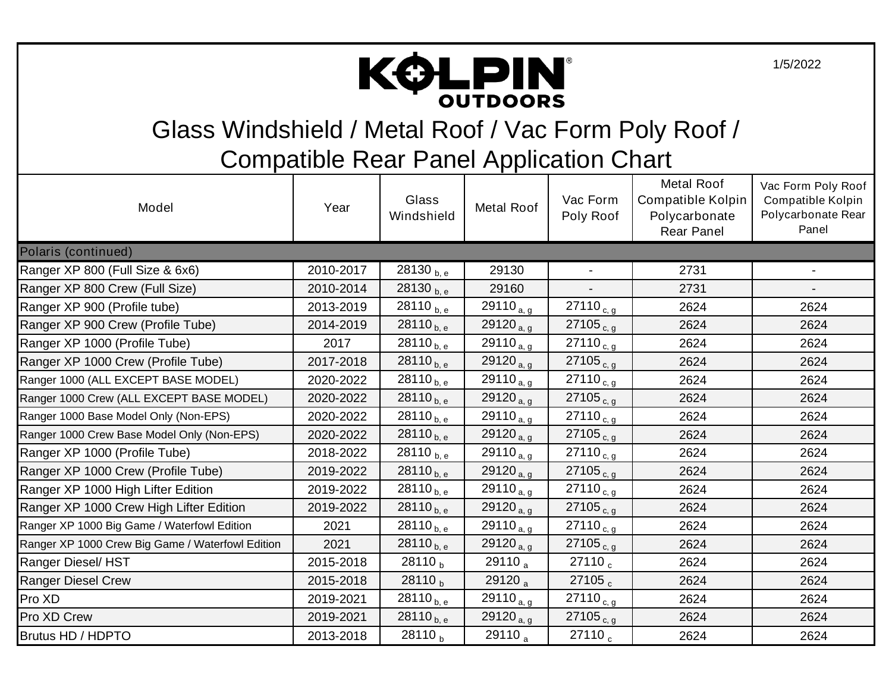KOLPIN® OUTDOORS

1/5/2022

# Glass Windshield / Metal Roof / Vac Form Poly Roof / Compatible Rear Panel Application Chart

| Model | Year | Glass Windshield | Metal Roof | Vac Form Poly Roof | Metal Roof Compatible Kolpin Polycarbonate Rear Panel | Vac Form Poly Roof Compatible Kolpin Polycarbonate Rear Panel |
|---|---|---|---|---|---|---|
| **Polaris (continued)** | | | | | | |
| Ranger XP 800 (Full Size & 6x6) | 2010-2017 | 28130 b, e | 29130 | - | 2731 | - |
| Ranger XP 800 Crew (Full Size) | 2010-2014 | 28130 b, e | 29160 | - | 2731 | - |
| Ranger XP 900 (Profile tube) | 2013-2019 | 28110 b, e | 29110 a, g | 27110 c, g | 2624 | 2624 |
| Ranger XP 900 Crew (Profile Tube) | 2014-2019 | 28110 b, e | 29120 a, g | 27105 c, g | 2624 | 2624 |
| Ranger XP 1000 (Profile Tube) | 2017 | 28110 b, e | 29110 a, g | 27110 c, g | 2624 | 2624 |
| Ranger XP 1000 Crew (Profile Tube) | 2017-2018 | 28110 b, e | 29120 a, g | 27105 c, g | 2624 | 2624 |
| Ranger 1000 (ALL EXCEPT BASE MODEL) | 2020-2022 | 28110 b, e | 29110 a, g | 27110 c, g | 2624 | 2624 |
| Ranger 1000 Crew (ALL EXCEPT BASE MODEL) | 2020-2022 | 28110 b, e | 29120 a, g | 27105 c, g | 2624 | 2624 |
| Ranger 1000 Base Model Only (Non-EPS) | 2020-2022 | 28110 b, e | 29110 a, g | 27110 c, g | 2624 | 2624 |
| Ranger 1000 Crew Base Model Only (Non-EPS) | 2020-2022 | 28110 b, e | 29120 a, g | 27105 c, g | 2624 | 2624 |
| Ranger XP 1000 (Profile Tube) | 2018-2022 | 28110 b, e | 29110 a, g | 27110 c, g | 2624 | 2624 |
| Ranger XP 1000 Crew (Profile Tube) | 2019-2022 | 28110 b, e | 29120 a, g | 27105 c, g | 2624 | 2624 |
| Ranger XP 1000 High Lifter Edition | 2019-2022 | 28110 b, e | 29110 a, g | 27110 c, g | 2624 | 2624 |
| Ranger XP 1000 Crew High Lifter Edition | 2019-2022 | 28110 b, e | 29120 a, g | 27105 c, g | 2624 | 2624 |
| Ranger XP 1000 Big Game / Waterfowl Edition | 2021 | 28110 b, e | 29110 a, g | 27110 c, g | 2624 | 2624 |
| Ranger XP 1000 Crew Big Game / Waterfowl Edition | 2021 | 28110 b, e | 29120 a, g | 27105 c, g | 2624 | 2624 |
| Ranger Diesel/ HST | 2015-2018 | 28110 b | 29110 a | 27110 c | 2624 | 2624 |
| Ranger Diesel Crew | 2015-2018 | 28110 b | 29120 a | 27105 c | 2624 | 2624 |
| Pro XD | 2019-2021 | 28110 b, e | 29110 a, g | 27110 c, g | 2624 | 2624 |
| Pro XD Crew | 2019-2021 | 28110 b, e | 29120 a, g | 27105 c, g | 2624 | 2624 |
| Brutus HD / HDPTO | 2013-2018 | 28110 b | 29110 a | 27110 c | 2624 | 2624 |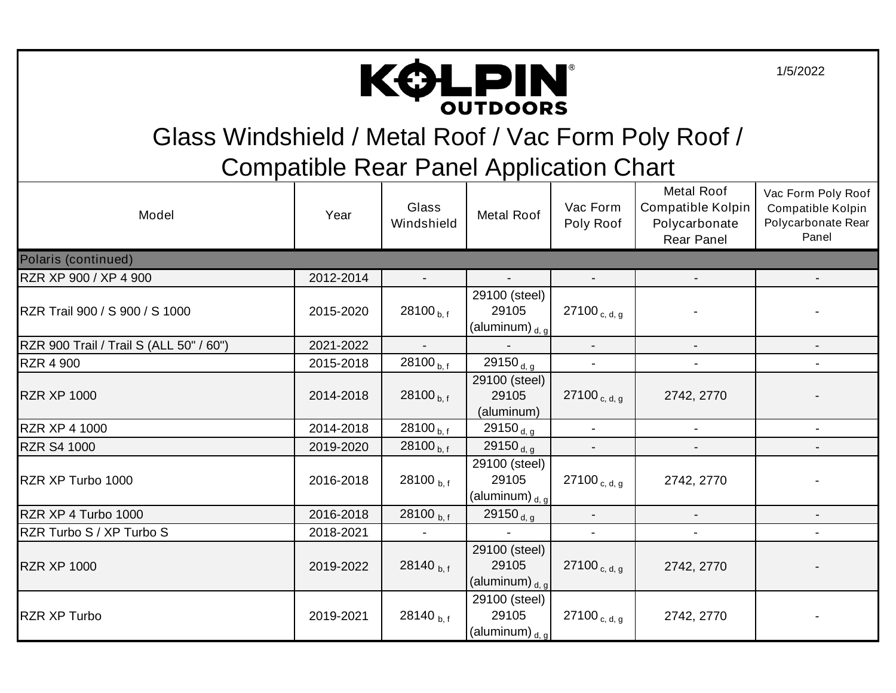KOLPIN OUTDOORS

1/5/2022

# Glass Windshield / Metal Roof / Vac Form Poly Roof / Compatible Rear Panel Application Chart

| Model | Year | Glass Windshield | Metal Roof | Vac Form Poly Roof | Metal Roof Compatible Kolpin Polycarbonate Rear Panel | Vac Form Poly Roof Compatible Kolpin Polycarbonate Rear Panel |
|---|---|---|---|---|---|---|
| **Polaris (continued)** | | | | | | |
| RZR XP 900 / XP 4 900 | 2012-2014 | - | - | - | - | - |
| RZR Trail 900 / S 900 / S 1000 | 2015-2020 | 28100 $_{b, f}$ | 29100 (steel) 29105 (aluminum) $_{d, g}$ | 27100 $_{c, d, g}$ | - | - |
| RZR 900 Trail / Trail S (ALL 50" / 60") | 2021-2022 | - | - | - | - | - |
| RZR 4 900 | 2015-2018 | 28100 $_{b, f}$ | 29150 $_{d, g}$ | - | - | - |
| RZR XP 1000 | 2014-2018 | 28100 $_{b, f}$ | 29100 (steel) 29105 (aluminum) | 27100 $_{c, d, g}$ | 2742, 2770 | - |
| RZR XP 4 1000 | 2014-2018 | 28100 $_{b, f}$ | 29150 $_{d, g}$ | - | - | - |
| RZR S4 1000 | 2019-2020 | 28100 $_{b, f}$ | 29150 $_{d, g}$ | - | - | - |
| RZR XP Turbo 1000 | 2016-2018 | 28100 $_{b, f}$ | 29100 (steel) 29105 (aluminum) $_{d, g}$ | 27100 $_{c, d, g}$ | 2742, 2770 | - |
| RZR XP 4 Turbo 1000 | 2016-2018 | 28100 $_{b, f}$ | 29150 $_{d, g}$ | - | - | - |
| RZR Turbo S / XP Turbo S | 2018-2021 | - | - | - | - | - |
| RZR XP 1000 | 2019-2022 | 28140 $_{b, f}$ | 29100 (steel) 29105 (aluminum) $_{d, g}$ | 27100 $_{c, d, g}$ | 2742, 2770 | - |
| RZR XP Turbo | 2019-2021 | 28140 $_{b, f}$ | 29100 (steel) 29105 (aluminum) $_{d, g}$ | 27100 $_{c, d, g}$ | 2742, 2770 | - |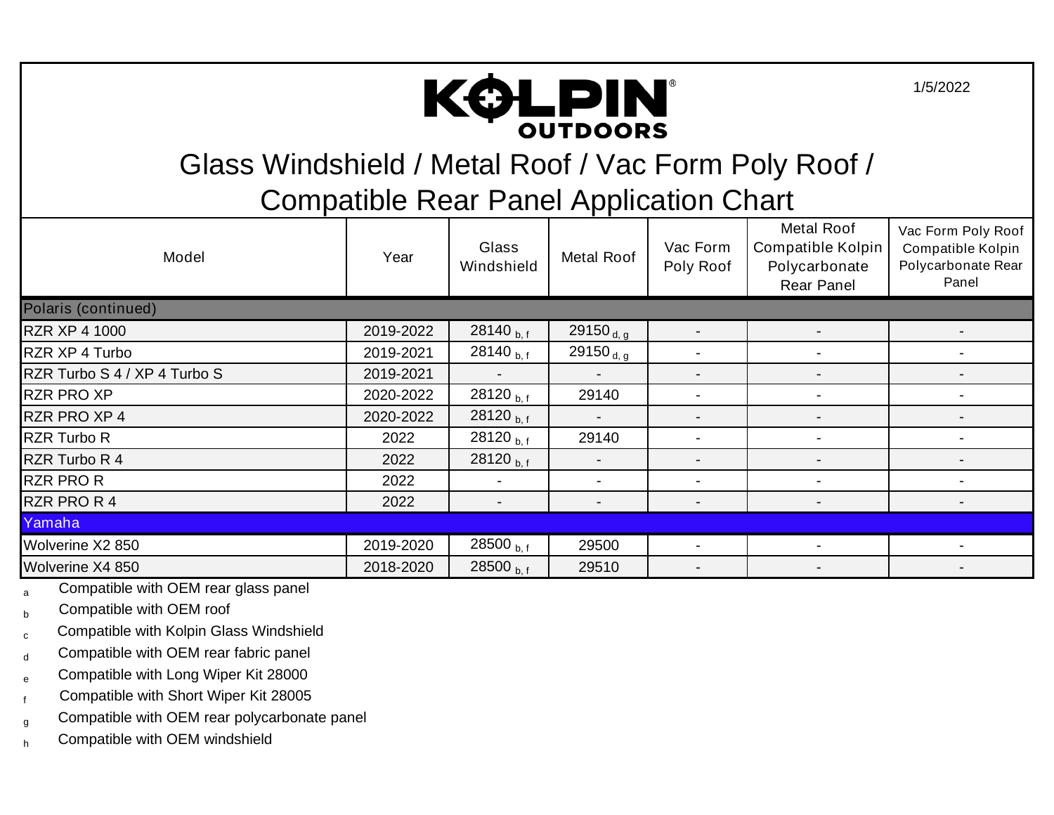KOLPIN® OUTDOORS

1/5/2022

# Glass Windshield / Metal Roof / Vac Form Poly Roof / Compatible Rear Panel Application Chart

| Model | Year | Glass Windshield | Metal Roof | Vac Form Poly Roof | Metal Roof Compatible Kolpin Polycarbonate Rear Panel | Vac Form Poly Roof Compatible Kolpin Polycarbonate Rear Panel |
|---|---|---|---|---|---|---|
| **Polaris (continued)** | | | | | | |
| RZR XP 4 1000 | 2019-2022 | 28140 [b, f] | 29150 [d, g] | - | - | - |
| RZR XP 4 Turbo | 2019-2021 | 28140 [b, f] | 29150 [d, g] | - | - | - |
| RZR Turbo S 4 / XP 4 Turbo S | 2019-2021 | - | - | - | - | - |
| RZR PRO XP | 2020-2022 | 28120 [b, f] | 29140 | - | - | - |
| RZR PRO XP 4 | 2020-2022 | 28120 [b, f] | - | - | - | - |
| RZR Turbo R | 2022 | 28120 [b, f] | 29140 | - | - | - |
| RZR Turbo R 4 | 2022 | 28120 [b, f] | - | - | - | - |
| RZR PRO R | 2022 | - | - | - | - | - |
| RZR PRO R 4 | 2022 | - | - | - | - | - |
| **Yamaha** | | | | | | |
| Wolverine X2 850 | 2019-2020 | 28500 [b, f] | 29500 | - | - | - |
| Wolverine X4 850 | 2018-2020 | 28500 [b, f] | 29510 | - | - | - |

[a] Compatible with OEM rear glass panel

[b] Compatible with OEM roof

[c] Compatible with Kolpin Glass Windshield

[d] Compatible with OEM rear fabric panel

[e] Compatible with Long Wiper Kit 28000

[f] Compatible with Short Wiper Kit 28005

[g] Compatible with OEM rear polycarbonate panel

[h] Compatible with OEM windshield